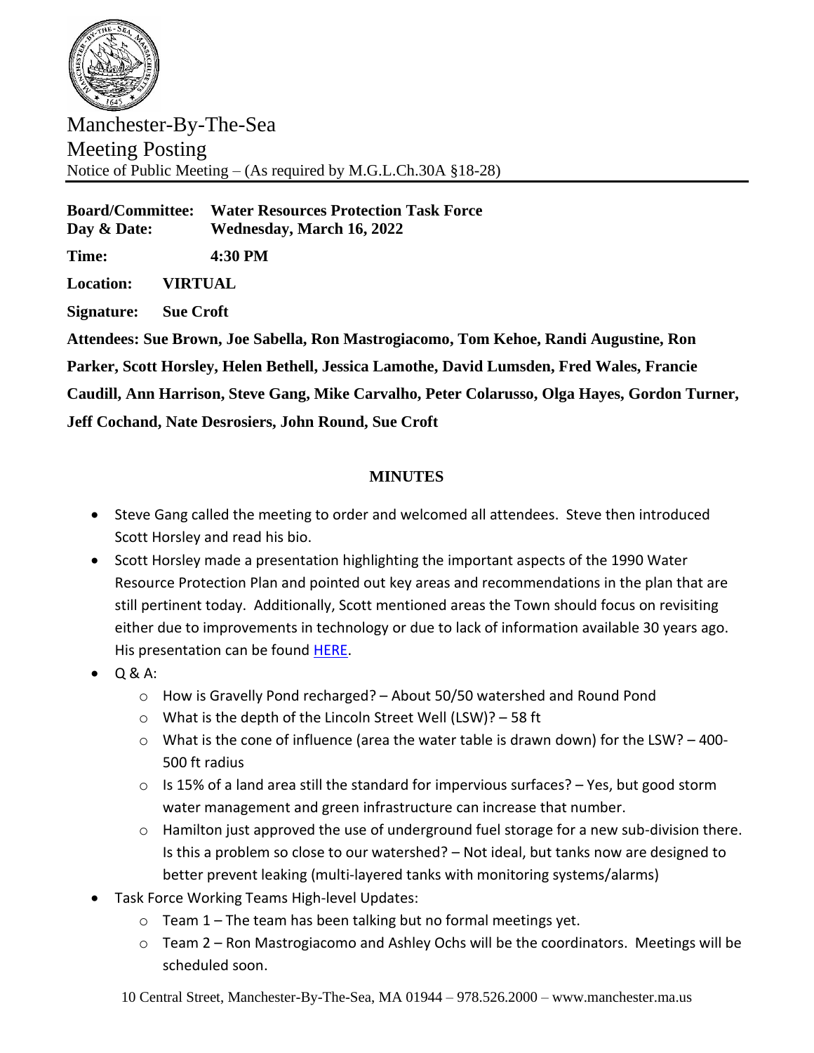Manchester-By-The-Sea
Meeting Posting
Notice of Public Meeting – (As required by M.G.L.Ch.30A §18-28)

**Board/Committee:** **Water Resources Protection Task Force**
**Day & Date:** **Wednesday, March 16, 2022**

**Time:** **4:30 PM**

**Location:** **VIRTUAL**

**Signature:** **Sue Croft**

**Attendees: Sue Brown, Joe Sabella, Ron Mastrogiacomo, Tom Kehoe, Randi Augustine, Ron Parker, Scott Horsley, Helen Bethell, Jessica Lamothe, David Lumsden, Fred Wales, Francie Caudill, Ann Harrison, Steve Gang, Mike Carvalho, Peter Colarusso, Olga Hayes, Gordon Turner, Jeff Cochand, Nate Desrosiers, John Round, Sue Croft**

## MINUTES

- Steve Gang called the meeting to order and welcomed all attendees. Steve then introduced Scott Horsley and read his bio.
- Scott Horsley made a presentation highlighting the important aspects of the 1990 Water Resource Protection Plan and pointed out key areas and recommendations in the plan that are still pertinent today. Additionally, Scott mentioned areas the Town should focus on revisiting either due to improvements in technology or due to lack of information available 30 years ago. His presentation can be found HERE.
- Q & A:
  - How is Gravelly Pond recharged? – About 50/50 watershed and Round Pond
  - What is the depth of the Lincoln Street Well (LSW)? – 58 ft
  - What is the cone of influence (area the water table is drawn down) for the LSW? – 400-500 ft radius
  - Is 15% of a land area still the standard for impervious surfaces? – Yes, but good storm water management and green infrastructure can increase that number.
  - Hamilton just approved the use of underground fuel storage for a new sub-division there. Is this a problem so close to our watershed? – Not ideal, but tanks now are designed to better prevent leaking (multi-layered tanks with monitoring systems/alarms)
- Task Force Working Teams High-level Updates:
  - Team 1 – The team has been talking but no formal meetings yet.
  - Team 2 – Ron Mastrogiacomo and Ashley Ochs will be the coordinators. Meetings will be scheduled soon.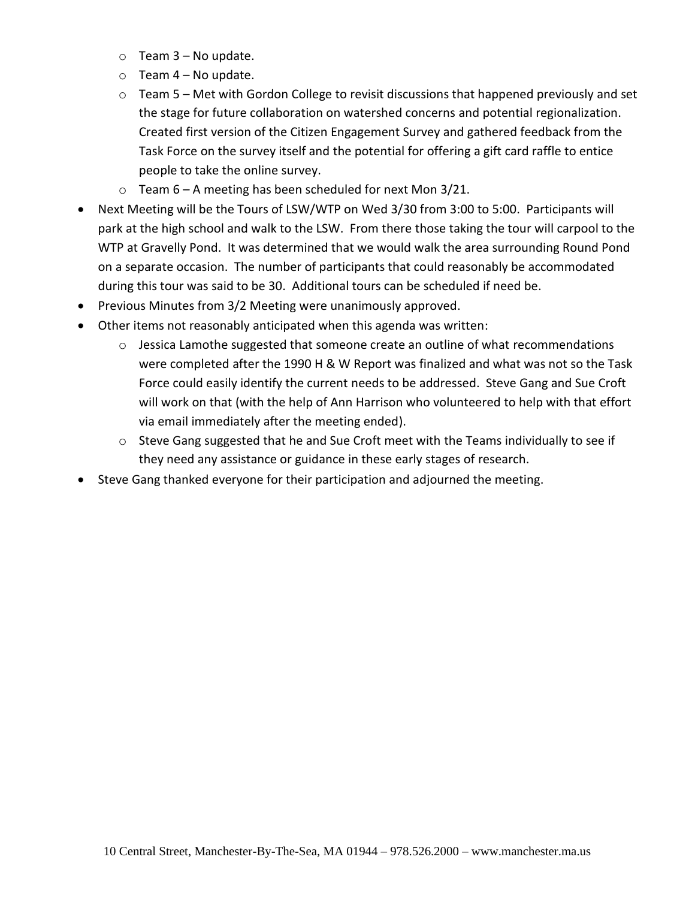- Team 3 – No update.
  - Team 4 – No update.
  - Team 5 – Met with Gordon College to revisit discussions that happened previously and set the stage for future collaboration on watershed concerns and potential regionalization. Created first version of the Citizen Engagement Survey and gathered feedback from the Task Force on the survey itself and the potential for offering a gift card raffle to entice people to take the online survey.
  - Team 6 – A meeting has been scheduled for next Mon 3/21.
- Next Meeting will be the Tours of LSW/WTP on Wed 3/30 from 3:00 to 5:00. Participants will park at the high school and walk to the LSW. From there those taking the tour will carpool to the WTP at Gravelly Pond. It was determined that we would walk the area surrounding Round Pond on a separate occasion. The number of participants that could reasonably be accommodated during this tour was said to be 30. Additional tours can be scheduled if need be.
- Previous Minutes from 3/2 Meeting were unanimously approved.
- Other items not reasonably anticipated when this agenda was written:
  - Jessica Lamothe suggested that someone create an outline of what recommendations were completed after the 1990 H & W Report was finalized and what was not so the Task Force could easily identify the current needs to be addressed. Steve Gang and Sue Croft will work on that (with the help of Ann Harrison who volunteered to help with that effort via email immediately after the meeting ended).
  - Steve Gang suggested that he and Sue Croft meet with the Teams individually to see if they need any assistance or guidance in these early stages of research.
- Steve Gang thanked everyone for their participation and adjourned the meeting.